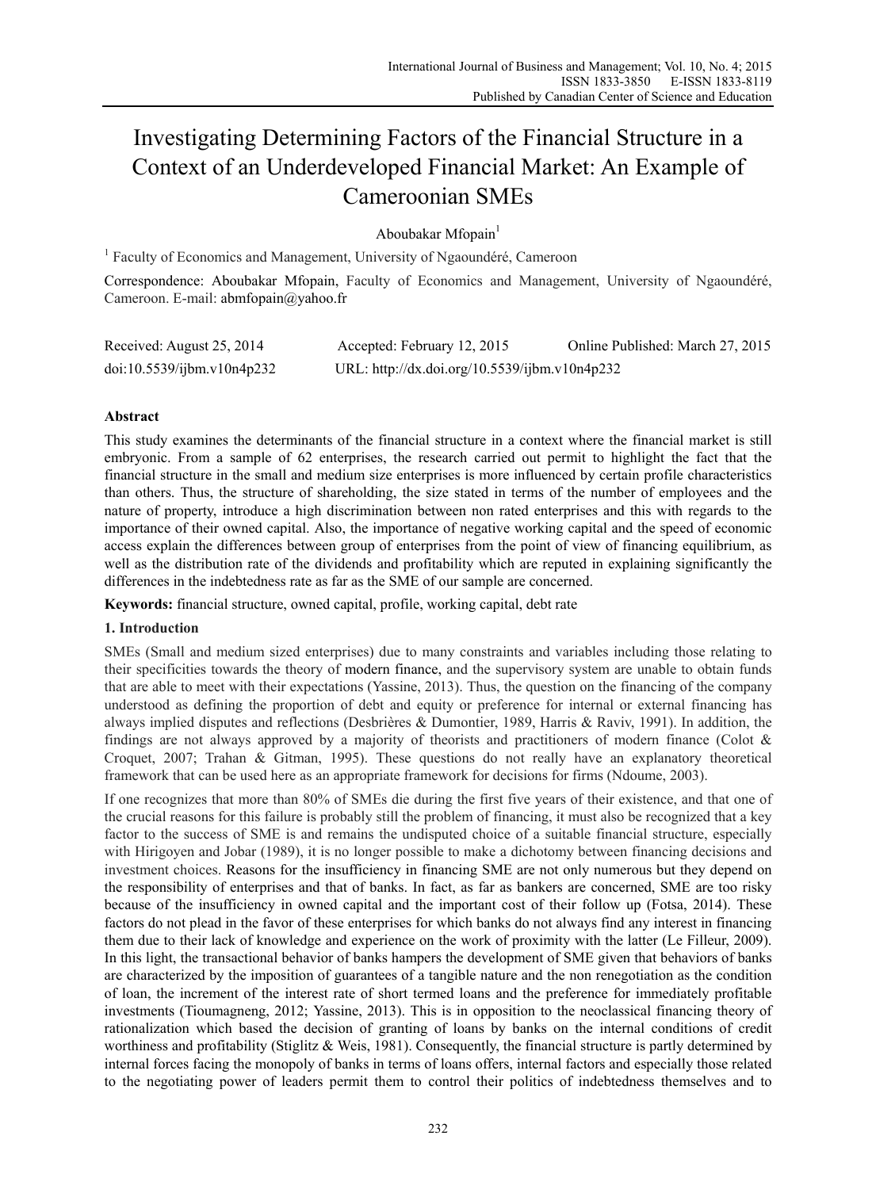# Investigating Determining Factors of the Financial Structure in a Context of an Underdeveloped Financial Market: An Example of Cameroonian SMEs

Aboubakar Mfopain[1]

[1] Faculty of Economics and Management, University of Ngaoundéré, Cameroon

Correspondence: Aboubakar Mfopain, Faculty of Economics and Management, University of Ngaoundéré, Cameroon. E-mail: abmfopain@yahoo.fr

Received: August 25, 2014 Accepted: February 12, 2015 Online Published: March 27, 2015

doi:10.5539/ijbm.v10n4p232 URL: http://dx.doi.org/10.5539/ijbm.v10n4p232

## Abstract

This study examines the determinants of the financial structure in a context where the financial market is still embryonic. From a sample of 62 enterprises, the research carried out permit to highlight the fact that the financial structure in the small and medium size enterprises is more influenced by certain profile characteristics than others. Thus, the structure of shareholding, the size stated in terms of the number of employees and the nature of property, introduce a high discrimination between non rated enterprises and this with regards to the importance of their owned capital. Also, the importance of negative working capital and the speed of economic access explain the differences between group of enterprises from the point of view of financing equilibrium, as well as the distribution rate of the dividends and profitability which are reputed in explaining significantly the differences in the indebtedness rate as far as the SME of our sample are concerned.

**Keywords:** financial structure, owned capital, profile, working capital, debt rate

## 1. Introduction

SMEs (Small and medium sized enterprises) due to many constraints and variables including those relating to their specificities towards the theory of modern finance, and the supervisory system are unable to obtain funds that are able to meet with their expectations (Yassine, 2013). Thus, the question on the financing of the company understood as defining the proportion of debt and equity or preference for internal or external financing has always implied disputes and reflections (Desbrières & Dumontier, 1989, Harris & Raviv, 1991). In addition, the findings are not always approved by a majority of theorists and practitioners of modern finance (Colot & Croquet, 2007; Trahan & Gitman, 1995). These questions do not really have an explanatory theoretical framework that can be used here as an appropriate framework for decisions for firms (Ndoume, 2003).

If one recognizes that more than 80% of SMEs die during the first five years of their existence, and that one of the crucial reasons for this failure is probably still the problem of financing, it must also be recognized that a key factor to the success of SME is and remains the undisputed choice of a suitable financial structure, especially with Hirigoyen and Jobar (1989), it is no longer possible to make a dichotomy between financing decisions and investment choices. Reasons for the insufficiency in financing SME are not only numerous but they depend on the responsibility of enterprises and that of banks. In fact, as far as bankers are concerned, SME are too risky because of the insufficiency in owned capital and the important cost of their follow up (Fotsa, 2014). These factors do not plead in the favor of these enterprises for which banks do not always find any interest in financing them due to their lack of knowledge and experience on the work of proximity with the latter (Le Filleur, 2009). In this light, the transactional behavior of banks hampers the development of SME given that behaviors of banks are characterized by the imposition of guarantees of a tangible nature and the non renegotiation as the condition of loan, the increment of the interest rate of short termed loans and the preference for immediately profitable investments (Tioumagneng, 2012; Yassine, 2013). This is in opposition to the neoclassical financing theory of rationalization which based the decision of granting of loans by banks on the internal conditions of credit worthiness and profitability (Stiglitz & Weis, 1981). Consequently, the financial structure is partly determined by internal forces facing the monopoly of banks in terms of loans offers, internal factors and especially those related to the negotiating power of leaders permit them to control their politics of indebtedness themselves and to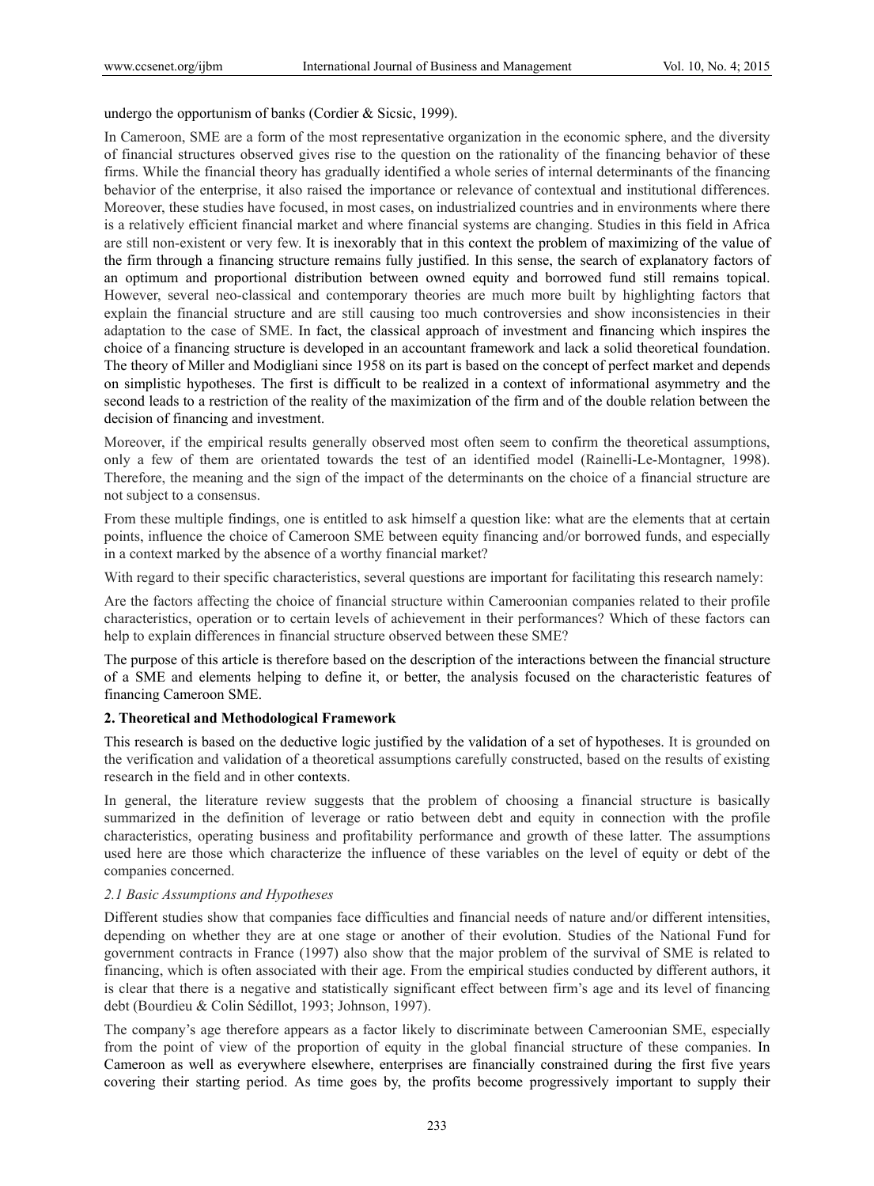undergo the opportunism of banks (Cordier & Sicsic, 1999).

In Cameroon, SME are a form of the most representative organization in the economic sphere, and the diversity of financial structures observed gives rise to the question on the rationality of the financing behavior of these firms. While the financial theory has gradually identified a whole series of internal determinants of the financing behavior of the enterprise, it also raised the importance or relevance of contextual and institutional differences. Moreover, these studies have focused, in most cases, on industrialized countries and in environments where there is a relatively efficient financial market and where financial systems are changing. Studies in this field in Africa are still non-existent or very few. It is inexorably that in this context the problem of maximizing of the value of the firm through a financing structure remains fully justified. In this sense, the search of explanatory factors of an optimum and proportional distribution between owned equity and borrowed fund still remains topical. However, several neo-classical and contemporary theories are much more built by highlighting factors that explain the financial structure and are still causing too much controversies and show inconsistencies in their adaptation to the case of SME. In fact, the classical approach of investment and financing which inspires the choice of a financing structure is developed in an accountant framework and lack a solid theoretical foundation. The theory of Miller and Modigliani since 1958 on its part is based on the concept of perfect market and depends on simplistic hypotheses. The first is difficult to be realized in a context of informational asymmetry and the second leads to a restriction of the reality of the maximization of the firm and of the double relation between the decision of financing and investment.

Moreover, if the empirical results generally observed most often seem to confirm the theoretical assumptions, only a few of them are orientated towards the test of an identified model (Rainelli-Le-Montagner, 1998). Therefore, the meaning and the sign of the impact of the determinants on the choice of a financial structure are not subject to a consensus.

From these multiple findings, one is entitled to ask himself a question like: what are the elements that at certain points, influence the choice of Cameroon SME between equity financing and/or borrowed funds, and especially in a context marked by the absence of a worthy financial market?

With regard to their specific characteristics, several questions are important for facilitating this research namely:

Are the factors affecting the choice of financial structure within Cameroonian companies related to their profile characteristics, operation or to certain levels of achievement in their performances? Which of these factors can help to explain differences in financial structure observed between these SME?

The purpose of this article is therefore based on the description of the interactions between the financial structure of a SME and elements helping to define it, or better, the analysis focused on the characteristic features of financing Cameroon SME.

## 2. Theoretical and Methodological Framework

This research is based on the deductive logic justified by the validation of a set of hypotheses. It is grounded on the verification and validation of a theoretical assumptions carefully constructed, based on the results of existing research in the field and in other contexts.

In general, the literature review suggests that the problem of choosing a financial structure is basically summarized in the definition of leverage or ratio between debt and equity in connection with the profile characteristics, operating business and profitability performance and growth of these latter. The assumptions used here are those which characterize the influence of these variables on the level of equity or debt of the companies concerned.

### *2.1 Basic Assumptions and Hypotheses*

Different studies show that companies face difficulties and financial needs of nature and/or different intensities, depending on whether they are at one stage or another of their evolution. Studies of the National Fund for government contracts in France (1997) also show that the major problem of the survival of SME is related to financing, which is often associated with their age. From the empirical studies conducted by different authors, it is clear that there is a negative and statistically significant effect between firm's age and its level of financing debt (Bourdieu & Colin Sédillot, 1993; Johnson, 1997).

The company's age therefore appears as a factor likely to discriminate between Cameroonian SME, especially from the point of view of the proportion of equity in the global financial structure of these companies. In Cameroon as well as everywhere elsewhere, enterprises are financially constrained during the first five years covering their starting period. As time goes by, the profits become progressively important to supply their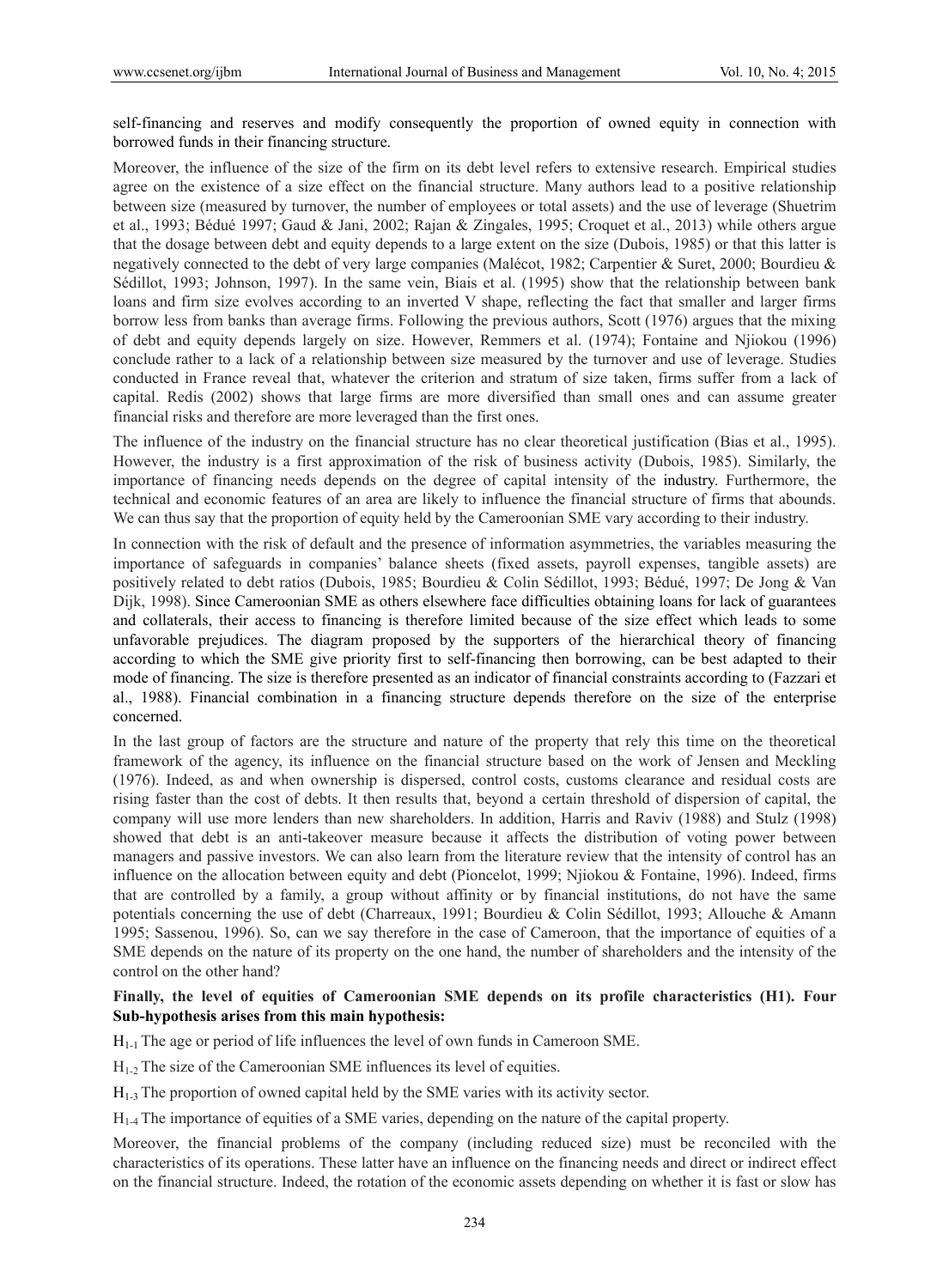self-financing and reserves and modify consequently the proportion of owned equity in connection with borrowed funds in their financing structure.

Moreover, the influence of the size of the firm on its debt level refers to extensive research. Empirical studies agree on the existence of a size effect on the financial structure. Many authors lead to a positive relationship between size (measured by turnover, the number of employees or total assets) and the use of leverage (Shuetrim et al., 1993; Bédué 1997; Gaud & Jani, 2002; Rajan & Zingales, 1995; Croquet et al., 2013) while others argue that the dosage between debt and equity depends to a large extent on the size (Dubois, 1985) or that this latter is negatively connected to the debt of very large companies (Malécot, 1982; Carpentier & Suret, 2000; Bourdieu & Sédillot, 1993; Johnson, 1997). In the same vein, Biais et al. (1995) show that the relationship between bank loans and firm size evolves according to an inverted V shape, reflecting the fact that smaller and larger firms borrow less from banks than average firms. Following the previous authors, Scott (1976) argues that the mixing of debt and equity depends largely on size. However, Remmers et al. (1974); Fontaine and Njiokou (1996) conclude rather to a lack of a relationship between size measured by the turnover and use of leverage. Studies conducted in France reveal that, whatever the criterion and stratum of size taken, firms suffer from a lack of capital. Redis (2002) shows that large firms are more diversified than small ones and can assume greater financial risks and therefore are more leveraged than the first ones.

The influence of the industry on the financial structure has no clear theoretical justification (Bias et al., 1995). However, the industry is a first approximation of the risk of business activity (Dubois, 1985). Similarly, the importance of financing needs depends on the degree of capital intensity of the industry. Furthermore, the technical and economic features of an area are likely to influence the financial structure of firms that abounds. We can thus say that the proportion of equity held by the Cameroonian SME vary according to their industry.

In connection with the risk of default and the presence of information asymmetries, the variables measuring the importance of safeguards in companies' balance sheets (fixed assets, payroll expenses, tangible assets) are positively related to debt ratios (Dubois, 1985; Bourdieu & Colin Sédillot, 1993; Bédué, 1997; De Jong & Van Dijk, 1998). Since Cameroonian SME as others elsewhere face difficulties obtaining loans for lack of guarantees and collaterals, their access to financing is therefore limited because of the size effect which leads to some unfavorable prejudices. The diagram proposed by the supporters of the hierarchical theory of financing according to which the SME give priority first to self-financing then borrowing, can be best adapted to their mode of financing. The size is therefore presented as an indicator of financial constraints according to (Fazzari et al., 1988). Financial combination in a financing structure depends therefore on the size of the enterprise concerned.

In the last group of factors are the structure and nature of the property that rely this time on the theoretical framework of the agency, its influence on the financial structure based on the work of Jensen and Meckling (1976). Indeed, as and when ownership is dispersed, control costs, customs clearance and residual costs are rising faster than the cost of debts. It then results that, beyond a certain threshold of dispersion of capital, the company will use more lenders than new shareholders. In addition, Harris and Raviv (1988) and Stulz (1998) showed that debt is an anti-takeover measure because it affects the distribution of voting power between managers and passive investors. We can also learn from the literature review that the intensity of control has an influence on the allocation between equity and debt (Pioncelot, 1999; Njiokou & Fontaine, 1996). Indeed, firms that are controlled by a family, a group without affinity or by financial institutions, do not have the same potentials concerning the use of debt (Charreaux, 1991; Bourdieu & Colin Sédillot, 1993; Allouche & Amann 1995; Sassenou, 1996). So, can we say therefore in the case of Cameroon, that the importance of equities of a SME depends on the nature of its property on the one hand, the number of shareholders and the intensity of the control on the other hand?

**Finally, the level of equities of Cameroonian SME depends on its profile characteristics (H1). Four Sub-hypothesis arises from this main hypothesis:**

$H_{1-1}$ The age or period of life influences the level of own funds in Cameroon SME.

$H_{1-2}$ The size of the Cameroonian SME influences its level of equities.

$H_{1-3}$ The proportion of owned capital held by the SME varies with its activity sector.

$H_{1-4}$ The importance of equities of a SME varies, depending on the nature of the capital property.

Moreover, the financial problems of the company (including reduced size) must be reconciled with the characteristics of its operations. These latter have an influence on the financing needs and direct or indirect effect on the financial structure. Indeed, the rotation of the economic assets depending on whether it is fast or slow has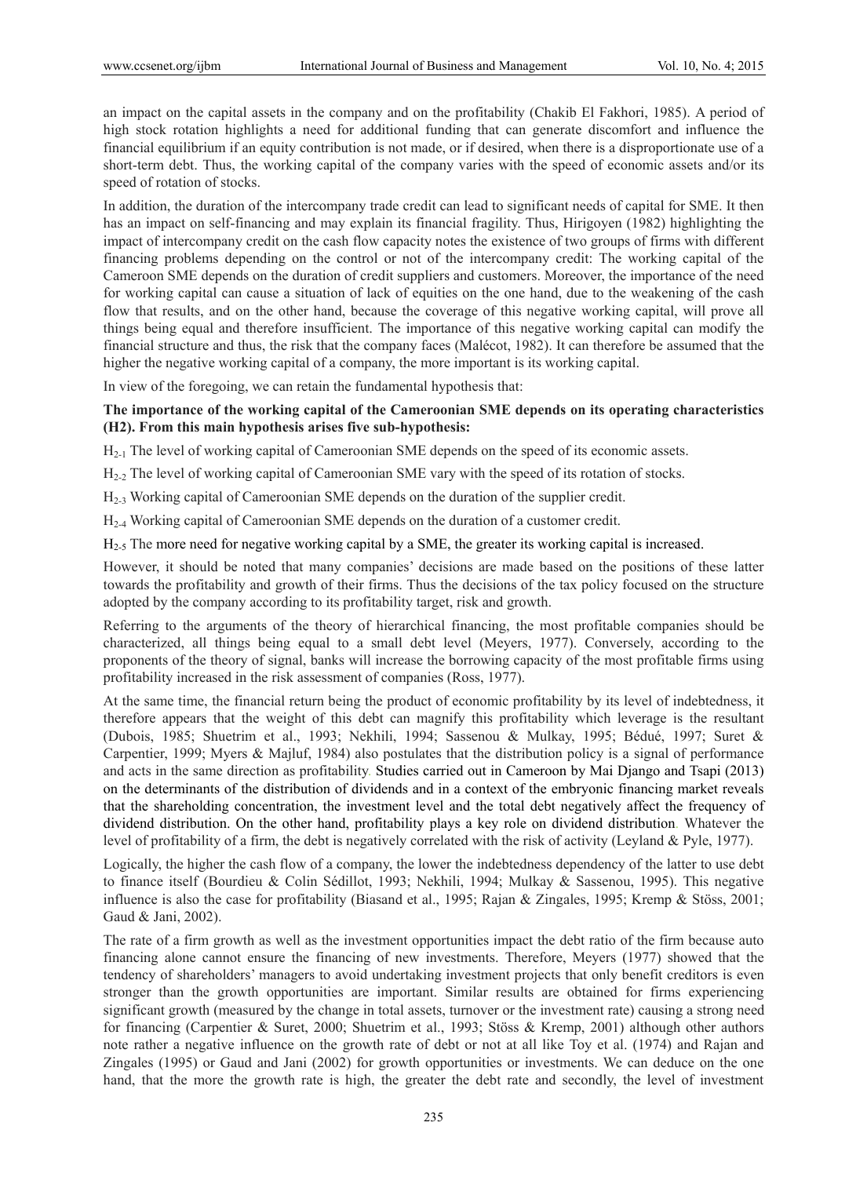an impact on the capital assets in the company and on the profitability (Chakib El Fakhori, 1985). A period of high stock rotation highlights a need for additional funding that can generate discomfort and influence the financial equilibrium if an equity contribution is not made, or if desired, when there is a disproportionate use of a short-term debt. Thus, the working capital of the company varies with the speed of economic assets and/or its speed of rotation of stocks.

In addition, the duration of the intercompany trade credit can lead to significant needs of capital for SME. It then has an impact on self-financing and may explain its financial fragility. Thus, Hirigoyen (1982) highlighting the impact of intercompany credit on the cash flow capacity notes the existence of two groups of firms with different financing problems depending on the control or not of the intercompany credit: The working capital of the Cameroon SME depends on the duration of credit suppliers and customers. Moreover, the importance of the need for working capital can cause a situation of lack of equities on the one hand, due to the weakening of the cash flow that results, and on the other hand, because the coverage of this negative working capital, will prove all things being equal and therefore insufficient. The importance of this negative working capital can modify the financial structure and thus, the risk that the company faces (Malécot, 1982). It can therefore be assumed that the higher the negative working capital of a company, the more important is its working capital.

In view of the foregoing, we can retain the fundamental hypothesis that:

**The importance of the working capital of the Cameroonian SME depends on its operating characteristics (H2). From this main hypothesis arises five sub-hypothesis:**

$H_{2\text{-}1}$ The level of working capital of Cameroonian SME depends on the speed of its economic assets.

$H_{2\text{-}2}$ The level of working capital of Cameroonian SME vary with the speed of its rotation of stocks.

$H_{2\text{-}3}$ Working capital of Cameroonian SME depends on the duration of the supplier credit.

$H_{2\text{-}4}$ Working capital of Cameroonian SME depends on the duration of a customer credit.

$H_{2\text{-}5}$ The more need for negative working capital by a SME, the greater its working capital is increased.

However, it should be noted that many companies' decisions are made based on the positions of these latter towards the profitability and growth of their firms. Thus the decisions of the tax policy focused on the structure adopted by the company according to its profitability target, risk and growth.

Referring to the arguments of the theory of hierarchical financing, the most profitable companies should be characterized, all things being equal to a small debt level (Meyers, 1977). Conversely, according to the proponents of the theory of signal, banks will increase the borrowing capacity of the most profitable firms using profitability increased in the risk assessment of companies (Ross, 1977).

At the same time, the financial return being the product of economic profitability by its level of indebtedness, it therefore appears that the weight of this debt can magnify this profitability which leverage is the resultant (Dubois, 1985; Shuetrim et al., 1993; Nekhili, 1994; Sassenou & Mulkay, 1995; Bédué, 1997; Suret & Carpentier, 1999; Myers & Majluf, 1984) also postulates that the distribution policy is a signal of performance and acts in the same direction as profitability. Studies carried out in Cameroon by Mai Django and Tsapi (2013) on the determinants of the distribution of dividends and in a context of the embryonic financing market reveals that the shareholding concentration, the investment level and the total debt negatively affect the frequency of dividend distribution. On the other hand, profitability plays a key role on dividend distribution. Whatever the level of profitability of a firm, the debt is negatively correlated with the risk of activity (Leyland & Pyle, 1977).

Logically, the higher the cash flow of a company, the lower the indebtedness dependency of the latter to use debt to finance itself (Bourdieu & Colin Sédillot, 1993; Nekhili, 1994; Mulkay & Sassenou, 1995). This negative influence is also the case for profitability (Biasand et al., 1995; Rajan & Zingales, 1995; Kremp & Stöss, 2001; Gaud & Jani, 2002).

The rate of a firm growth as well as the investment opportunities impact the debt ratio of the firm because auto financing alone cannot ensure the financing of new investments. Therefore, Meyers (1977) showed that the tendency of shareholders' managers to avoid undertaking investment projects that only benefit creditors is even stronger than the growth opportunities are important. Similar results are obtained for firms experiencing significant growth (measured by the change in total assets, turnover or the investment rate) causing a strong need for financing (Carpentier & Suret, 2000; Shuetrim et al., 1993; Stöss & Kremp, 2001) although other authors note rather a negative influence on the growth rate of debt or not at all like Toy et al. (1974) and Rajan and Zingales (1995) or Gaud and Jani (2002) for growth opportunities or investments. We can deduce on the one hand, that the more the growth rate is high, the greater the debt rate and secondly, the level of investment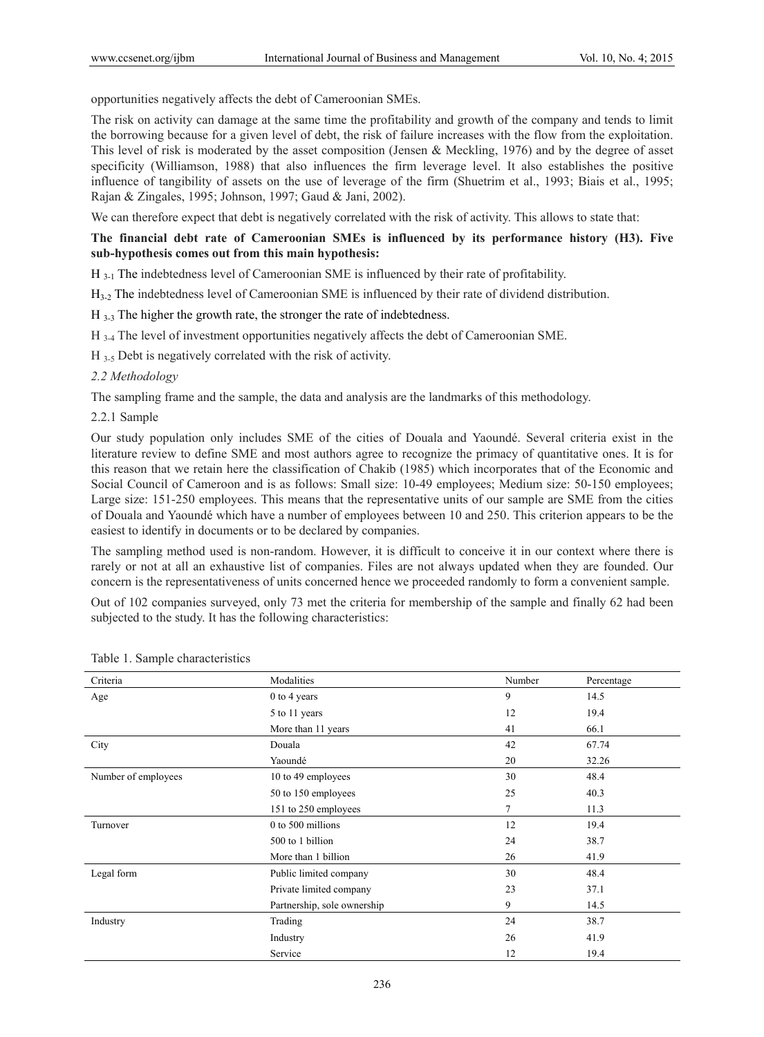opportunities negatively affects the debt of Cameroonian SMEs.

The risk on activity can damage at the same time the profitability and growth of the company and tends to limit the borrowing because for a given level of debt, the risk of failure increases with the flow from the exploitation. This level of risk is moderated by the asset composition (Jensen & Meckling, 1976) and by the degree of asset specificity (Williamson, 1988) that also influences the firm leverage level. It also establishes the positive influence of tangibility of assets on the use of leverage of the firm (Shuetrim et al., 1993; Biais et al., 1995; Rajan & Zingales, 1995; Johnson, 1997; Gaud & Jani, 2002).

We can therefore expect that debt is negatively correlated with the risk of activity. This allows to state that:

**The financial debt rate of Cameroonian SMEs is influenced by its performance history (H3). Five sub-hypothesis comes out from this main hypothesis:**

$H_{3\text{-}1}$ The indebtedness level of Cameroonian SME is influenced by their rate of profitability.

$H_{3\text{-}2}$ The indebtedness level of Cameroonian SME is influenced by their rate of dividend distribution.

$H_{3\text{-}3}$ The higher the growth rate, the stronger the rate of indebtedness.

$H_{3\text{-}4}$ The level of investment opportunities negatively affects the debt of Cameroonian SME.

$H_{3\text{-}5}$ Debt is negatively correlated with the risk of activity.

### *2.2 Methodology*

The sampling frame and the sample, the data and analysis are the landmarks of this methodology.

#### 2.2.1 Sample

Our study population only includes SME of the cities of Douala and Yaoundé. Several criteria exist in the literature review to define SME and most authors agree to recognize the primacy of quantitative ones. It is for this reason that we retain here the classification of Chakib (1985) which incorporates that of the Economic and Social Council of Cameroon and is as follows: Small size: 10-49 employees; Medium size: 50-150 employees; Large size: 151-250 employees. This means that the representative units of our sample are SME from the cities of Douala and Yaoundé which have a number of employees between 10 and 250. This criterion appears to be the easiest to identify in documents or to be declared by companies.

The sampling method used is non-random. However, it is difficult to conceive it in our context where there is rarely or not at all an exhaustive list of companies. Files are not always updated when they are founded. Our concern is the representativeness of units concerned hence we proceeded randomly to form a convenient sample.

Out of 102 companies surveyed, only 73 met the criteria for membership of the sample and finally 62 had been subjected to the study. It has the following characteristics:

Table 1. Sample characteristics

| Criteria | Modalities | Number | Percentage |
|---|---|---|---|
| Age | 0 to 4 years | 9 | 14.5 |
| | 5 to 11 years | 12 | 19.4 |
| | More than 11 years | 41 | 66.1 |
| City | Douala | 42 | 67.74 |
| | Yaoundé | 20 | 32.26 |
| Number of employees | 10 to 49 employees | 30 | 48.4 |
| | 50 to 150 employees | 25 | 40.3 |
| | 151 to 250 employees | 7 | 11.3 |
| Turnover | 0 to 500 millions | 12 | 19.4 |
| | 500 to 1 billion | 24 | 38.7 |
| | More than 1 billion | 26 | 41.9 |
| Legal form | Public limited company | 30 | 48.4 |
| | Private limited company | 23 | 37.1 |
| | Partnership, sole ownership | 9 | 14.5 |
| Industry | Trading | 24 | 38.7 |
| | Industry | 26 | 41.9 |
| | Service | 12 | 19.4 |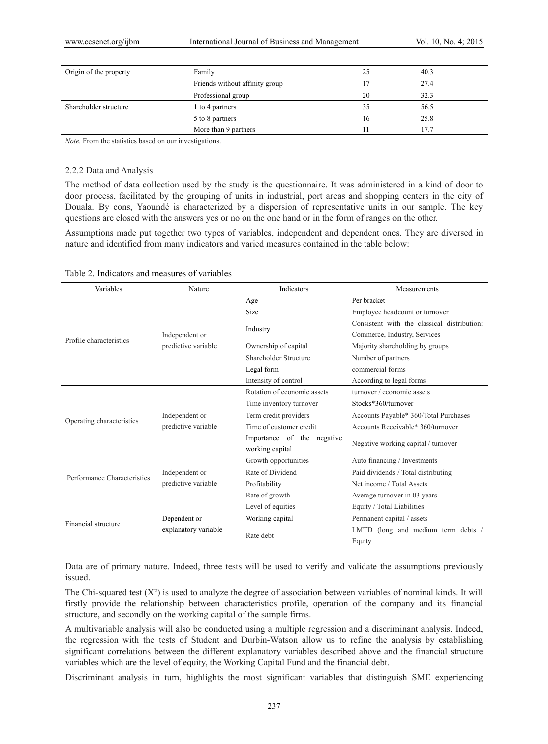| | | | |
|---|---|---|---|
| Origin of the property | Family | 25 | 40.3 |
| | Friends without affinity group | 17 | 27.4 |
| | Professional group | 20 | 32.3 |
| Shareholder structure | 1 to 4 partners | 35 | 56.5 |
| | 5 to 8 partners | 16 | 25.8 |
| | More than 9 partners | 11 | 17.7 |

*Note.* From the statistics based on our investigations.

#### 2.2.2 Data and Analysis

The method of data collection used by the study is the questionnaire. It was administered in a kind of door to door process, facilitated by the grouping of units in industrial, port areas and shopping centers in the city of Douala. By cons, Yaoundé is characterized by a dispersion of representative units in our sample. The key questions are closed with the answers yes or no on the one hand or in the form of ranges on the other.

Assumptions made put together two types of variables, independent and dependent ones. They are diversed in nature and identified from many indicators and varied measures contained in the table below:

Table 2. Indicators and measures of variables

| Variables | Nature | Indicators | Measurements |
|---|---|---|---|
| Profile characteristics | Independent or predictive variable | Age | Per bracket |
| | | Size | Employee headcount or turnover |
| | | Industry | Consistent with the classical distribution: Commerce, Industry, Services |
| | | Ownership of capital | Majority shareholding by groups |
| | | Shareholder Structure | Number of partners |
| | | Legal form | commercial forms |
| | | Intensity of control | According to legal forms |
| Operating characteristics | Independent or predictive variable | Rotation of economic assets | turnover / economic assets |
| | | Time inventory turnover | Stocks*360/turnover |
| | | Term credit providers | Accounts Payable* 360/Total Purchases |
| | | Time of customer credit | Accounts Receivable* 360/turnover |
| | | Importance of the negative working capital | Negative working capital / turnover |
| Performance Characteristics | Independent or predictive variable | Growth opportunities | Auto financing / Investments |
| | | Rate of Dividend | Paid dividends / Total distributing |
| | | Profitability | Net income / Total Assets |
| | | Rate of growth | Average turnover in 03 years |
| Financial structure | Dependent or explanatory variable | Level of equities | Equity / Total Liabilities |
| | | Working capital | Permanent capital / assets |
| | | Rate debt | LMTD (long and medium term debts / Equity |

Data are of primary nature. Indeed, three tests will be used to verify and validate the assumptions previously issued.

The Chi-squared test ($X^2$) is used to analyze the degree of association between variables of nominal kinds. It will firstly provide the relationship between characteristics profile, operation of the company and its financial structure, and secondly on the working capital of the sample firms.

A multivariable analysis will also be conducted using a multiple regression and a discriminant analysis. Indeed, the regression with the tests of Student and Durbin-Watson allow us to refine the analysis by establishing significant correlations between the different explanatory variables described above and the financial structure variables which are the level of equity, the Working Capital Fund and the financial debt.

Discriminant analysis in turn, highlights the most significant variables that distinguish SME experiencing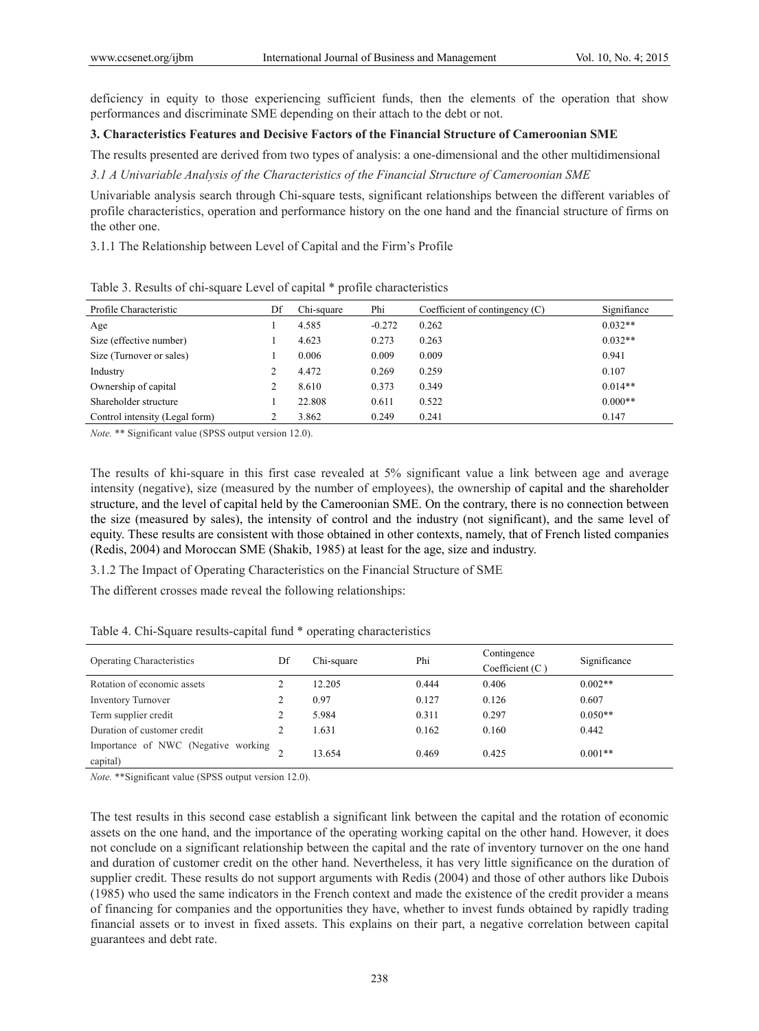deficiency in equity to those experiencing sufficient funds, then the elements of the operation that show performances and discriminate SME depending on their attach to the debt or not.

## 3. Characteristics Features and Decisive Factors of the Financial Structure of Cameroonian SME

The results presented are derived from two types of analysis: a one-dimensional and the other multidimensional

### *3.1 A Univariable Analysis of the Characteristics of the Financial Structure of Cameroonian SME*

Univariable analysis search through Chi-square tests, significant relationships between the different variables of profile characteristics, operation and performance history on the one hand and the financial structure of firms on the other one.

#### 3.1.1 The Relationship between Level of Capital and the Firm's Profile

Table 3. Results of chi-square Level of capital * profile characteristics

| Profile Characteristic | Df | Chi-square | Phi | Coefficient of contingency (C) | Signifiance |
|---|---|---|---|---|---|
| Age | 1 | 4.585 | -0.272 | 0.262 | 0.032** |
| Size (effective number) | 1 | 4.623 | 0.273 | 0.263 | 0.032** |
| Size (Turnover or sales) | 1 | 0.006 | 0.009 | 0.009 | 0.941 |
| Industry | 2 | 4.472 | 0.269 | 0.259 | 0.107 |
| Ownership of capital | 2 | 8.610 | 0.373 | 0.349 | 0.014** |
| Shareholder structure | 1 | 22.808 | 0.611 | 0.522 | 0.000** |
| Control intensity (Legal form) | 2 | 3.862 | 0.249 | 0.241 | 0.147 |

*Note.* ** Significant value (SPSS output version 12.0).

The results of khi-square in this first case revealed at 5% significant value a link between age and average intensity (negative), size (measured by the number of employees), the ownership of capital and the shareholder structure, and the level of capital held by the Cameroonian SME. On the contrary, there is no connection between the size (measured by sales), the intensity of control and the industry (not significant), and the same level of equity. These results are consistent with those obtained in other contexts, namely, that of French listed companies (Redis, 2004) and Moroccan SME (Shakib, 1985) at least for the age, size and industry.

#### 3.1.2 The Impact of Operating Characteristics on the Financial Structure of SME

The different crosses made reveal the following relationships:

Table 4. Chi-Square results-capital fund * operating characteristics

| Operating Characteristics | Df | Chi-square | Phi | Contingence Coefficient (C ) | Significance |
|---|---|---|---|---|---|
| Rotation of economic assets | 2 | 12.205 | 0.444 | 0.406 | 0.002** |
| Inventory Turnover | 2 | 0.97 | 0.127 | 0.126 | 0.607 |
| Term supplier credit | 2 | 5.984 | 0.311 | 0.297 | 0.050** |
| Duration of customer credit | 2 | 1.631 | 0.162 | 0.160 | 0.442 |
| Importance of NWC (Negative working capital) | 2 | 13.654 | 0.469 | 0.425 | 0.001** |

*Note.* **Significant value (SPSS output version 12.0).

The test results in this second case establish a significant link between the capital and the rotation of economic assets on the one hand, and the importance of the operating working capital on the other hand. However, it does not conclude on a significant relationship between the capital and the rate of inventory turnover on the one hand and duration of customer credit on the other hand. Nevertheless, it has very little significance on the duration of supplier credit. These results do not support arguments with Redis (2004) and those of other authors like Dubois (1985) who used the same indicators in the French context and made the existence of the credit provider a means of financing for companies and the opportunities they have, whether to invest funds obtained by rapidly trading financial assets or to invest in fixed assets. This explains on their part, a negative correlation between capital guarantees and debt rate.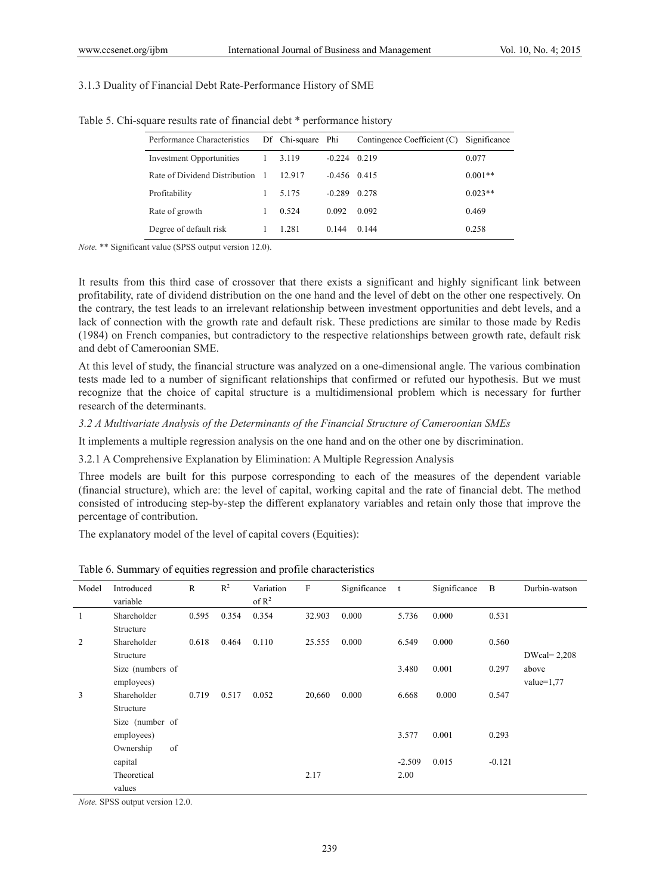3.1.3 Duality of Financial Debt Rate-Performance History of SME

Table 5. Chi-square results rate of financial debt * performance history

| Performance Characteristics | Df | Chi-square | Phi | Contingence Coefficient (C) | Significance |
|---|---|---|---|---|---|
| Investment Opportunities | 1 | 3.119 | -0.224 | 0.219 | 0.077 |
| Rate of Dividend Distribution | 1 | 12.917 | -0.456 | 0.415 | 0.001** |
| Profitability | 1 | 5.175 | -0.289 | 0.278 | 0.023** |
| Rate of growth | 1 | 0.524 | 0.092 | 0.092 | 0.469 |
| Degree of default risk | 1 | 1.281 | 0.144 | 0.144 | 0.258 |

*Note.* ** Significant value (SPSS output version 12.0).

It results from this third case of crossover that there exists a significant and highly significant link between profitability, rate of dividend distribution on the one hand and the level of debt on the other one respectively. On the contrary, the test leads to an irrelevant relationship between investment opportunities and debt levels, and a lack of connection with the growth rate and default risk. These predictions are similar to those made by Redis (1984) on French companies, but contradictory to the respective relationships between growth rate, default risk and debt of Cameroonian SME.

At this level of study, the financial structure was analyzed on a one-dimensional angle. The various combination tests made led to a number of significant relationships that confirmed or refuted our hypothesis. But we must recognize that the choice of capital structure is a multidimensional problem which is necessary for further research of the determinants.

*3.2 A Multivariate Analysis of the Determinants of the Financial Structure of Cameroonian SMEs*

It implements a multiple regression analysis on the one hand and on the other one by discrimination.

3.2.1 A Comprehensive Explanation by Elimination: A Multiple Regression Analysis

Three models are built for this purpose corresponding to each of the measures of the dependent variable (financial structure), which are: the level of capital, working capital and the rate of financial debt. The method consisted of introducing step-by-step the different explanatory variables and retain only those that improve the percentage of contribution.

The explanatory model of the level of capital covers (Equities):

Table 6. Summary of equities regression and profile characteristics

| Model | Introduced variable | R | $R^2$ | Variation of $R^2$ | F | Significance | t | Significance | B | Durbin-watson |
|---|---|---|---|---|---|---|---|---|---|---|
| 1 | Shareholder Structure | 0.595 | 0.354 | 0.354 | 32.903 | 0.000 | 5.736 | 0.000 | 0.531 | |
| 2 | Shareholder Structure | 0.618 | 0.464 | 0.110 | 25.555 | 0.000 | 6.549 | 0.000 | 0.560 | DWcal= 2,208 above value=1,77 |
| | Size (numbers of employees) | | | | | | 3.480 | 0.001 | 0.297 | |
| 3 | Shareholder Structure | 0.719 | 0.517 | 0.052 | 20,660 | 0.000 | 6.668 | 0.000 | 0.547 | |
| | Size (number of employees) | | | | | | 3.577 | 0.001 | 0.293 | |
| | Ownership of capital | | | | | | -2.509 | 0.015 | -0.121 | |
| | Theoretical values | | | | 2.17 | | 2.00 | | | |

*Note.* SPSS output version 12.0.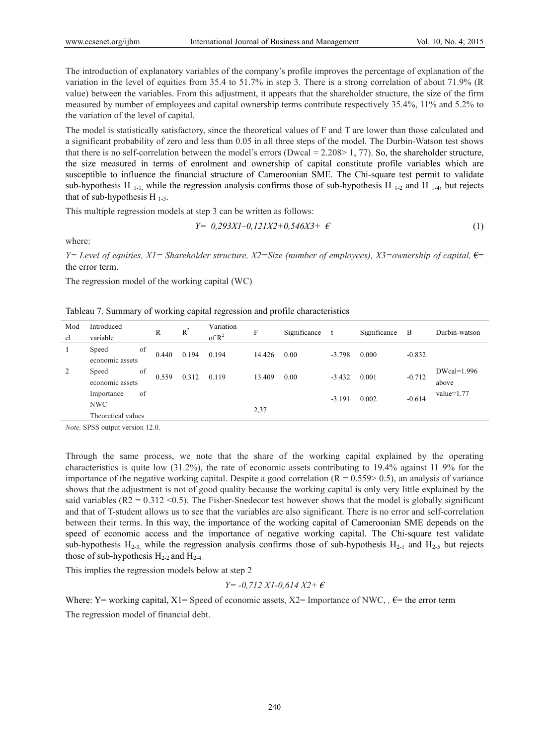The introduction of explanatory variables of the company's profile improves the percentage of explanation of the variation in the level of equities from 35.4 to 51.7% in step 3. There is a strong correlation of about 71.9% (R value) between the variables. From this adjustment, it appears that the shareholder structure, the size of the firm measured by number of employees and capital ownership terms contribute respectively 35.4%, 11% and 5.2% to the variation of the level of capital.

The model is statistically satisfactory, since the theoretical values of F and T are lower than those calculated and a significant probability of zero and less than 0.05 in all three steps of the model. The Durbin-Watson test shows that there is no self-correlation between the model's errors (Dwcal = 2.208> 1, 77). So, the shareholder structure, the size measured in terms of enrolment and ownership of capital constitute profile variables which are susceptible to influence the financial structure of Cameroonian SME. The Chi-square test permit to validate sub-hypothesis $H_{1\text{-}1}$, while the regression analysis confirms those of sub-hypothesis $H_{1\text{-}2}$ and $H_{1\text{-}4}$, but rejects that of sub-hypothesis $H_{1\text{-}3}$.

This multiple regression models at step 3 can be written as follows:

$$Y = 0{,}293X1 – 0{,}121X2 + 0{,}546X3 + \epsilon \tag{1}$$

where:

*Y= Level of equities, X1= Shareholder structure, X2=Size (number of employees), X3=ownership of capital, €=* the error term.

The regression model of the working capital (WC)

Tableau 7. Summary of working capital regression and profile characteristics

| Model | Introduced variable | R | $R^2$ | Variation of $R^2$ | F | Significance | t | Significance | B | Durbin-watson |
|---|---|---|---|---|---|---|---|---|---|---|
| 1 | Speed of economic assets | 0.440 | 0.194 | 0.194 | 14.426 | 0.00 | -3.798 | 0.000 | -0.832 | |
| 2 | Speed of economic assets | 0.559 | 0.312 | 0.119 | 13.409 | 0.00 | -3.432 | 0.001 | -0.712 | DWcal=1.996 above value=1.77 |
| | Importance of NWC | | | | | | -3.191 | 0.002 | -0.614 | |
| | Theoretical values | | | | 2,37 | | | | | |

*Note.* SPSS output version 12.0.

Through the same process, we note that the share of the working capital explained by the operating characteristics is quite low (31.2%), the rate of economic assets contributing to 19.4% against 11 9% for the importance of the negative working capital. Despite a good correlation (R = 0.559> 0.5), an analysis of variance shows that the adjustment is not of good quality because the working capital is only very little explained by the said variables ($R2 = 0.312 < 0.5$). The Fisher-Snedecor test however shows that the model is globally significant and that of T-student allows us to see that the variables are also significant. There is no error and self-correlation between their terms. In this way, the importance of the working capital of Cameroonian SME depends on the speed of economic access and the importance of negative working capital. The Chi-square test validate sub-hypothesis $H_{2\text{-}3}$, while the regression analysis confirms those of sub-hypothesis $H_{2\text{-}1}$ and $H_{2\text{-}5}$ but rejects those of sub-hypothesis $H_{2\text{-}2}$ and $H_{2\text{-}4}$.

This implies the regression models below at step 2

$$Y = -0{,}712\, X1 - 0{,}614\, X2 + \epsilon$$

Where: Y= working capital, X1= Speed of economic assets, X2= Importance of NWC, , €= the error term

The regression model of financial debt.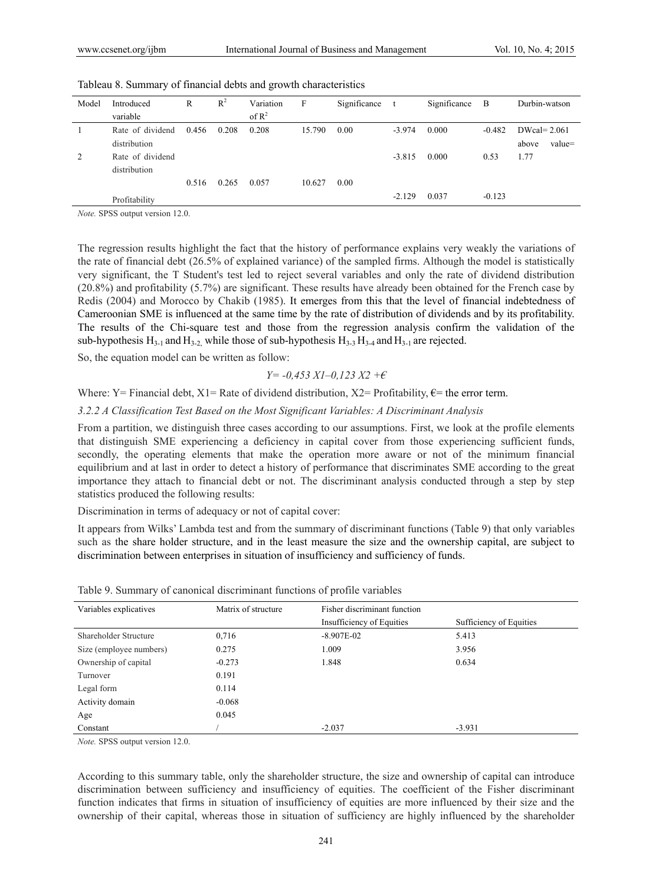Tableau 8. Summary of financial debts and growth characteristics

| Model | Introduced variable | R | $R^2$ | Variation of $R^2$ | F | Significance | t | Significance | B | Durbin-watson |
|---|---|---|---|---|---|---|---|---|---|---|
| 1 | Rate of dividend distribution | 0.456 | 0.208 | 0.208 | 15.790 | 0.00 | -3.974 | 0.000 | -0.482 | DWcal= 2.061 above value= 1.77 |
| 2 | Rate of dividend distribution | | | | | | -3.815 | 0.000 | 0.53 | |
| | | 0.516 | 0.265 | 0.057 | 10.627 | 0.00 | | | | |
| | Profitability | | | | | | -2.129 | 0.037 | -0.123 | |

*Note.* SPSS output version 12.0.

The regression results highlight the fact that the history of performance explains very weakly the variations of the rate of financial debt (26.5% of explained variance) of the sampled firms. Although the model is statistically very significant, the T Student's test led to reject several variables and only the rate of dividend distribution (20.8%) and profitability (5.7%) are significant. These results have already been obtained for the French case by Redis (2004) and Morocco by Chakib (1985). It emerges from this that the level of financial indebtedness of Cameroonian SME is influenced at the same time by the rate of distribution of dividends and by its profitability. The results of the Chi-square test and those from the regression analysis confirm the validation of the sub-hypothesis $H_{3\text{-}1}$ and $H_{3\text{-}2}$, while those of sub-hypothesis $H_{3\text{-}3}$ $H_{3\text{-}4}$ and $H_{3\text{-}1}$ are rejected.

So, the equation model can be written as follow:

$$Y= -0{,}453\ X1 – 0{,}123\ X2 + €$$

Where: Y= Financial debt, X1= Rate of dividend distribution, X2= Profitability, €= the error term.

*3.2.2 A Classification Test Based on the Most Significant Variables: A Discriminant Analysis*

From a partition, we distinguish three cases according to our assumptions. First, we look at the profile elements that distinguish SME experiencing a deficiency in capital cover from those experiencing sufficient funds, secondly, the operating elements that make the operation more aware or not of the minimum financial equilibrium and at last in order to detect a history of performance that discriminates SME according to the great importance they attach to financial debt or not. The discriminant analysis conducted through a step by step statistics produced the following results:

Discrimination in terms of adequacy or not of capital cover:

It appears from Wilks' Lambda test and from the summary of discriminant functions (Table 9) that only variables such as the share holder structure, and in the least measure the size and the ownership capital, are subject to discrimination between enterprises in situation of insufficiency and sufficiency of funds.

Table 9. Summary of canonical discriminant functions of profile variables

| Variables explicatives | Matrix of structure | Fisher discriminant function | |
|---|---|---|---|
| | | Insufficiency of Equities | Sufficiency of Equities |
| Shareholder Structure | 0,716 | -8.907E-02 | 5.413 |
| Size (employee numbers) | 0.275 | 1.009 | 3.956 |
| Ownership of capital | -0.273 | 1.848 | 0.634 |
| Turnover | 0.191 | | |
| Legal form | 0.114 | | |
| Activity domain | -0.068 | | |
| Age | 0.045 | | |
| Constant | / | -2.037 | -3.931 |

*Note.* SPSS output version 12.0.

According to this summary table, only the shareholder structure, the size and ownership of capital can introduce discrimination between sufficiency and insufficiency of equities. The coefficient of the Fisher discriminant function indicates that firms in situation of insufficiency of equities are more influenced by their size and the ownership of their capital, whereas those in situation of sufficiency are highly influenced by the shareholder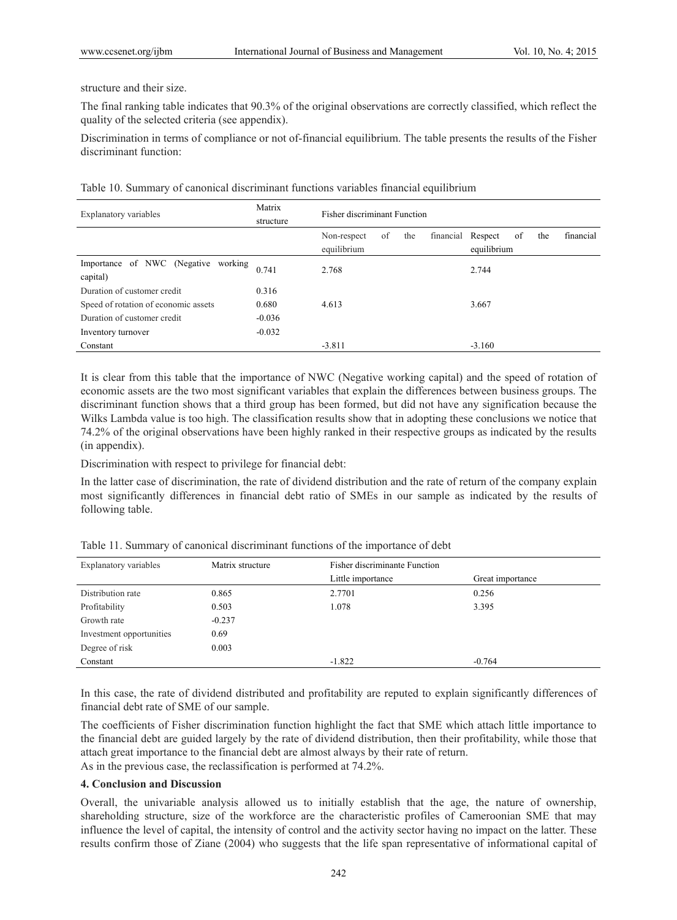structure and their size.

The final ranking table indicates that 90.3% of the original observations are correctly classified, which reflect the quality of the selected criteria (see appendix).

Discrimination in terms of compliance or not of-financial equilibrium. The table presents the results of the Fisher discriminant function:

Table 10. Summary of canonical discriminant functions variables financial equilibrium

| Explanatory variables | Matrix structure | Fisher discriminant Function | |
|---|---|---|---|
| | | Non-respect of the financial equilibrium | Respect of the financial equilibrium |
| Importance of NWC (Negative working capital) | 0.741 | 2.768 | 2.744 |
| Duration of customer credit | 0.316 | | |
| Speed of rotation of economic assets | 0.680 | 4.613 | 3.667 |
| Duration of customer credit | -0.036 | | |
| Inventory turnover | -0.032 | | |
| Constant | | -3.811 | -3.160 |

It is clear from this table that the importance of NWC (Negative working capital) and the speed of rotation of economic assets are the two most significant variables that explain the differences between business groups. The discriminant function shows that a third group has been formed, but did not have any signification because the Wilks Lambda value is too high. The classification results show that in adopting these conclusions we notice that 74.2% of the original observations have been highly ranked in their respective groups as indicated by the results (in appendix).

Discrimination with respect to privilege for financial debt:

In the latter case of discrimination, the rate of dividend distribution and the rate of return of the company explain most significantly differences in financial debt ratio of SMEs in our sample as indicated by the results of following table.

Table 11. Summary of canonical discriminant functions of the importance of debt

| Explanatory variables | Matrix structure | Fisher discriminante Function | |
|---|---|---|---|
| | | Little importance | Great importance |
| Distribution rate | 0.865 | 2.7701 | 0.256 |
| Profitability | 0.503 | 1.078 | 3.395 |
| Growth rate | -0.237 | | |
| Investment opportunities | 0.69 | | |
| Degree of risk | 0.003 | | |
| Constant | | -1.822 | -0.764 |

In this case, the rate of dividend distributed and profitability are reputed to explain significantly differences of financial debt rate of SME of our sample.

The coefficients of Fisher discrimination function highlight the fact that SME which attach little importance to the financial debt are guided largely by the rate of dividend distribution, then their profitability, while those that attach great importance to the financial debt are almost always by their rate of return.

As in the previous case, the reclassification is performed at 74.2%.

## 4. Conclusion and Discussion

Overall, the univariable analysis allowed us to initially establish that the age, the nature of ownership, shareholding structure, size of the workforce are the characteristic profiles of Cameroonian SME that may influence the level of capital, the intensity of control and the activity sector having no impact on the latter. These results confirm those of Ziane (2004) who suggests that the life span representative of informational capital of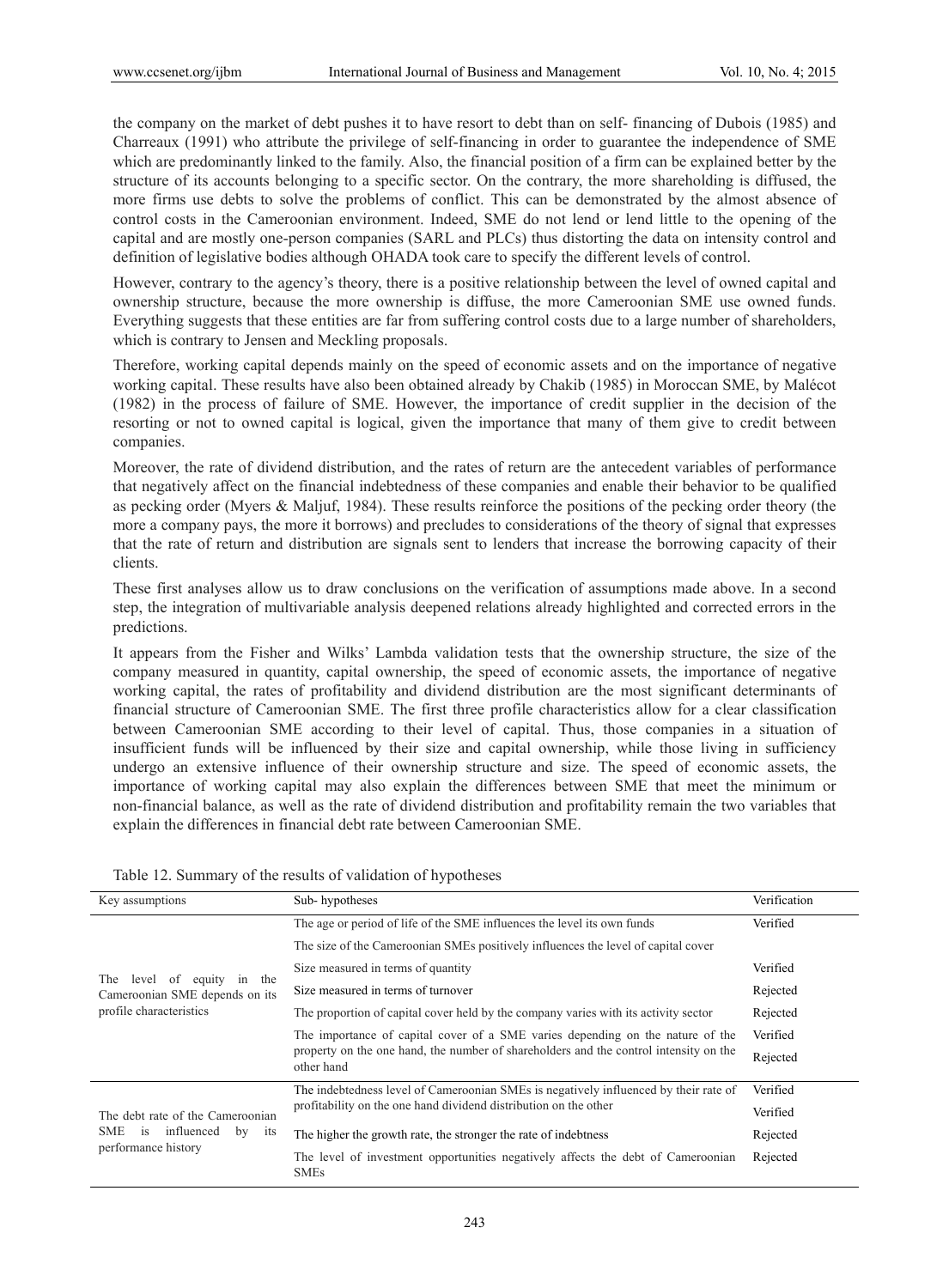the company on the market of debt pushes it to have resort to debt than on self- financing of Dubois (1985) and Charreaux (1991) who attribute the privilege of self-financing in order to guarantee the independence of SME which are predominantly linked to the family. Also, the financial position of a firm can be explained better by the structure of its accounts belonging to a specific sector. On the contrary, the more shareholding is diffused, the more firms use debts to solve the problems of conflict. This can be demonstrated by the almost absence of control costs in the Cameroonian environment. Indeed, SME do not lend or lend little to the opening of the capital and are mostly one-person companies (SARL and PLCs) thus distorting the data on intensity control and definition of legislative bodies although OHADA took care to specify the different levels of control.

However, contrary to the agency's theory, there is a positive relationship between the level of owned capital and ownership structure, because the more ownership is diffuse, the more Cameroonian SME use owned funds. Everything suggests that these entities are far from suffering control costs due to a large number of shareholders, which is contrary to Jensen and Meckling proposals.

Therefore, working capital depends mainly on the speed of economic assets and on the importance of negative working capital. These results have also been obtained already by Chakib (1985) in Moroccan SME, by Malécot (1982) in the process of failure of SME. However, the importance of credit supplier in the decision of the resorting or not to owned capital is logical, given the importance that many of them give to credit between companies.

Moreover, the rate of dividend distribution, and the rates of return are the antecedent variables of performance that negatively affect on the financial indebtedness of these companies and enable their behavior to be qualified as pecking order (Myers & Maljuf, 1984). These results reinforce the positions of the pecking order theory (the more a company pays, the more it borrows) and precludes to considerations of the theory of signal that expresses that the rate of return and distribution are signals sent to lenders that increase the borrowing capacity of their clients.

These first analyses allow us to draw conclusions on the verification of assumptions made above. In a second step, the integration of multivariable analysis deepened relations already highlighted and corrected errors in the predictions.

It appears from the Fisher and Wilks' Lambda validation tests that the ownership structure, the size of the company measured in quantity, capital ownership, the speed of economic assets, the importance of negative working capital, the rates of profitability and dividend distribution are the most significant determinants of financial structure of Cameroonian SME. The first three profile characteristics allow for a clear classification between Cameroonian SME according to their level of capital. Thus, those companies in a situation of insufficient funds will be influenced by their size and capital ownership, while those living in sufficiency undergo an extensive influence of their ownership structure and size. The speed of economic assets, the importance of working capital may also explain the differences between SME that meet the minimum or non-financial balance, as well as the rate of dividend distribution and profitability remain the two variables that explain the differences in financial debt rate between Cameroonian SME.

Table 12. Summary of the results of validation of hypotheses

| Key assumptions | Sub- hypotheses | Verification |
|---|---|---|
| The level of equity in the Cameroonian SME depends on its profile characteristics | The age or period of life of the SME influences the level its own funds | Verified |
| | The size of the Cameroonian SMEs positively influences the level of capital cover | |
| | Size measured in terms of quantity | Verified |
| | Size measured in terms of turnover | Rejected |
| | The proportion of capital cover held by the company varies with its activity sector | Rejected |
| | The importance of capital cover of a SME varies depending on the nature of the property on the one hand, the number of shareholders and the control intensity on the other hand | Verified |
| | | Rejected |
| The debt rate of the Cameroonian SME is influenced by its performance history | The indebtedness level of Cameroonian SMEs is negatively influenced by their rate of profitability on the one hand dividend distribution on the other | Verified |
| | | Verified |
| | The higher the growth rate, the stronger the rate of indebtness | Rejected |
| | The level of investment opportunities negatively affects the debt of Cameroonian SMEs | Rejected |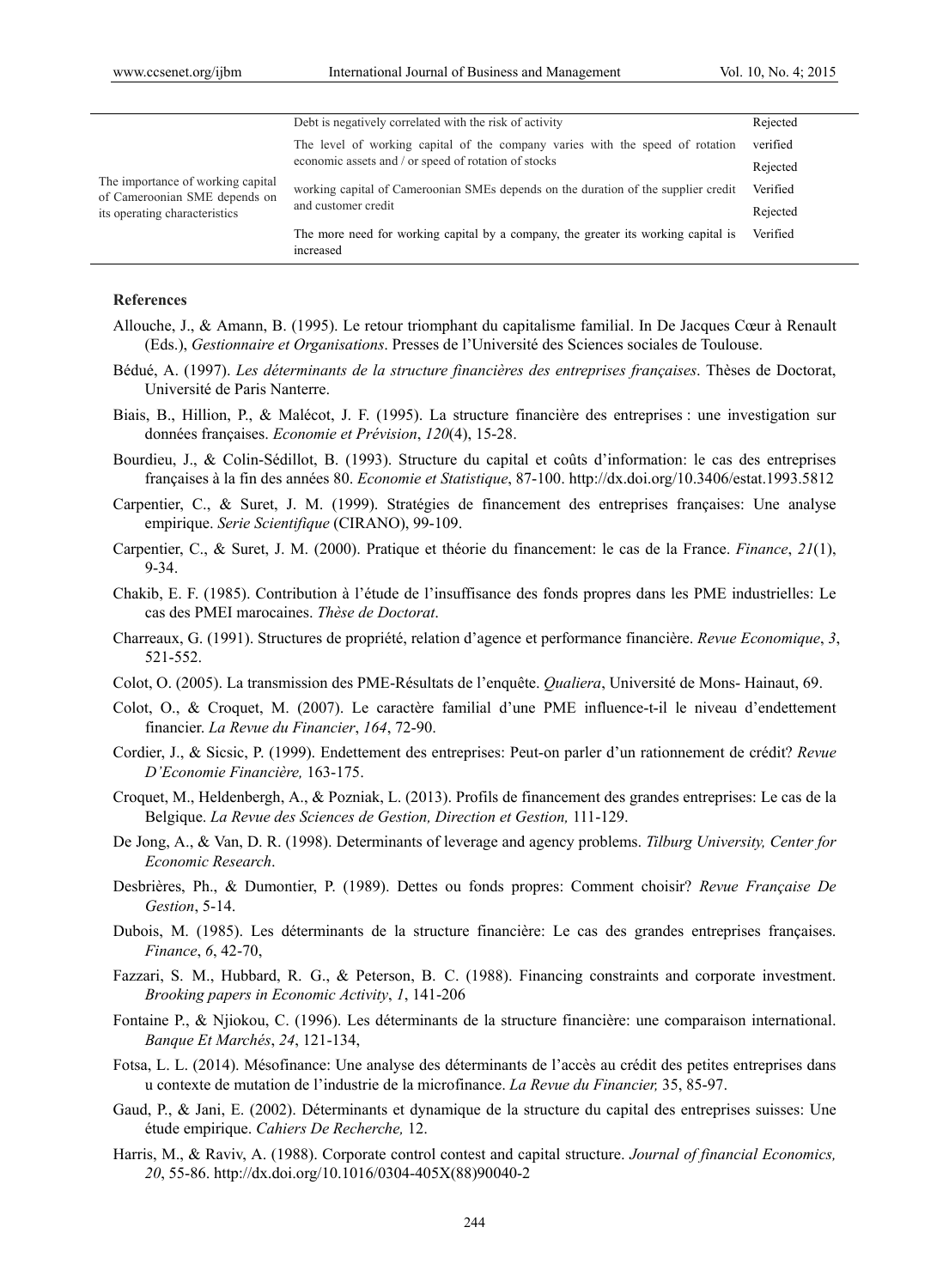| | | |
|---|---|---|
| The importance of working capital of Cameroonian SME depends on its operating characteristics | Debt is negatively correlated with the risk of activity | Rejected |
| | The level of working capital of the company varies with the speed of rotation economic assets and / or speed of rotation of stocks | verified |
| | | Rejected |
| | working capital of Cameroonian SMEs depends on the duration of the supplier credit and customer credit | Verified |
| | | Rejected |
| | The more need for working capital by a company, the greater its working capital is increased | Verified |

**References**

Allouche, J., & Amann, B. (1995). Le retour triomphant du capitalisme familial. In De Jacques Cœur à Renault (Eds.), *Gestionnaire et Organisations*. Presses de l'Université des Sciences sociales de Toulouse.

Bédué, A. (1997). *Les déterminants de la structure financières des entreprises françaises*. Thèses de Doctorat, Université de Paris Nanterre.

Biais, B., Hillion, P., & Malécot, J. F. (1995). La structure financière des entreprises : une investigation sur données françaises. *Economie et Prévision*, *120*(4), 15-28.

Bourdieu, J., & Colin-Sédillot, B. (1993). Structure du capital et coûts d'information: le cas des entreprises françaises à la fin des années 80. *Economie et Statistique*, 87-100. http://dx.doi.org/10.3406/estat.1993.5812

Carpentier, C., & Suret, J. M. (1999). Stratégies de financement des entreprises françaises: Une analyse empirique. *Serie Scientifique* (CIRANO), 99-109.

Carpentier, C., & Suret, J. M. (2000). Pratique et théorie du financement: le cas de la France. *Finance*, *21*(1), 9-34.

Chakib, E. F. (1985). Contribution à l'étude de l'insuffisance des fonds propres dans les PME industrielles: Le cas des PMEI marocaines. *Thèse de Doctorat*.

Charreaux, G. (1991). Structures de propriété, relation d'agence et performance financière. *Revue Economique*, *3*, 521-552.

Colot, O. (2005). La transmission des PME-Résultats de l'enquête. *Qualiera*, Université de Mons- Hainaut, 69.

Colot, O., & Croquet, M. (2007). Le caractère familial d'une PME influence-t-il le niveau d'endettement financier. *La Revue du Financier*, *164*, 72-90.

Cordier, J., & Sicsic, P. (1999). Endettement des entreprises: Peut-on parler d'un rationnement de crédit? *Revue D'Economie Financière,* 163-175.

Croquet, M., Heldenbergh, A., & Pozniak, L. (2013). Profils de financement des grandes entreprises: Le cas de la Belgique. *La Revue des Sciences de Gestion, Direction et Gestion,* 111-129.

De Jong, A., & Van, D. R. (1998). Determinants of leverage and agency problems. *Tilburg University, Center for Economic Research*.

Desbrières, Ph., & Dumontier, P. (1989). Dettes ou fonds propres: Comment choisir? *Revue Française De Gestion*, 5-14.

Dubois, M. (1985). Les déterminants de la structure financière: Le cas des grandes entreprises françaises. *Finance*, *6*, 42-70,

Fazzari, S. M., Hubbard, R. G., & Peterson, B. C. (1988). Financing constraints and corporate investment. *Brooking papers in Economic Activity*, *1*, 141-206

Fontaine P., & Njiokou, C. (1996). Les déterminants de la structure financière: une comparaison international. *Banque Et Marchés*, *24*, 121-134,

Fotsa, L. L. (2014). Mésofinance: Une analyse des déterminants de l'accès au crédit des petites entreprises dans u contexte de mutation de l'industrie de la microfinance. *La Revue du Financier,* 35, 85-97.

Gaud, P., & Jani, E. (2002). Déterminants et dynamique de la structure du capital des entreprises suisses: Une étude empirique. *Cahiers De Recherche,* 12.

Harris, M., & Raviv, A. (1988). Corporate control contest and capital structure. *Journal of financial Economics, 20*, 55-86. http://dx.doi.org/10.1016/0304-405X(88)90040-2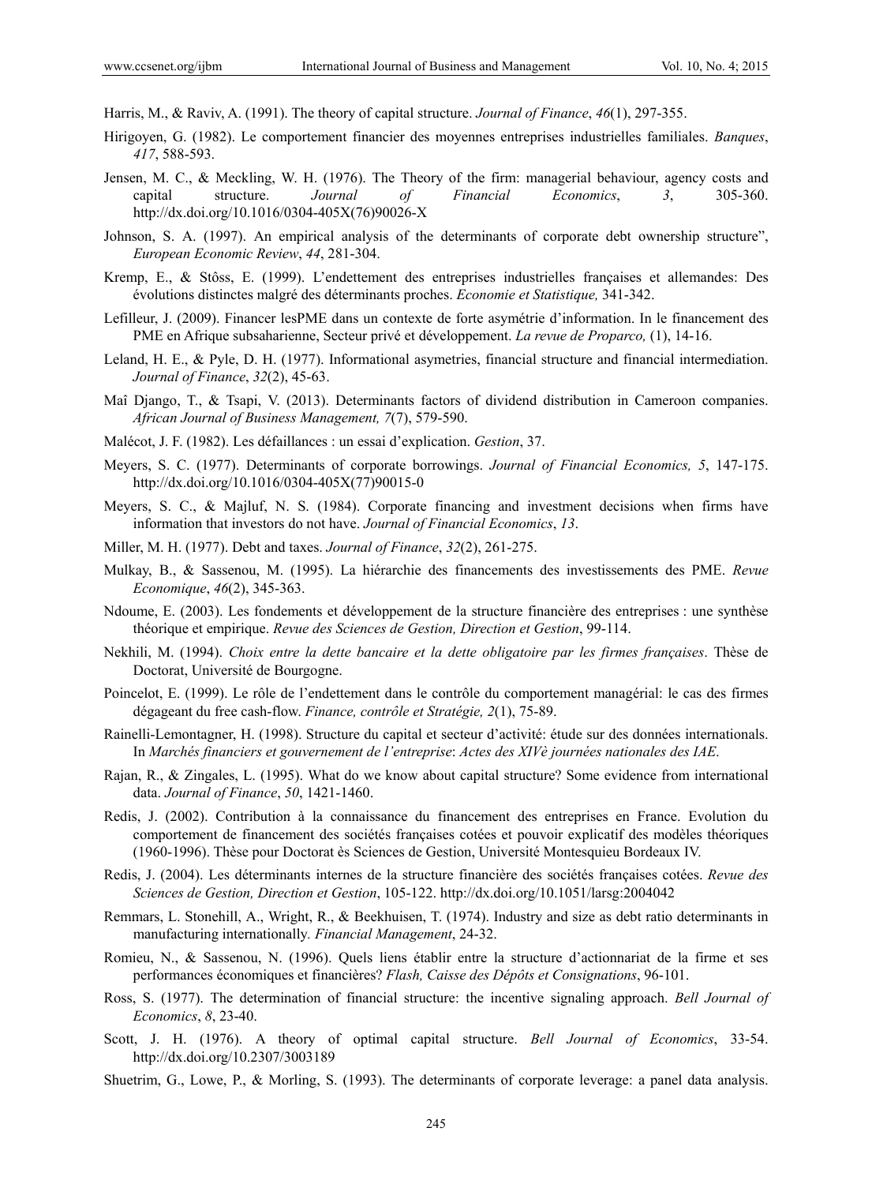Harris, M., & Raviv, A. (1991). The theory of capital structure. *Journal of Finance*, *46*(1), 297-355.

Hirigoyen, G. (1982). Le comportement financier des moyennes entreprises industrielles familiales. *Banques*, *417*, 588-593.

Jensen, M. C., & Meckling, W. H. (1976). The Theory of the firm: managerial behaviour, agency costs and capital structure. *Journal of Financial Economics*, *3*, 305-360. http://dx.doi.org/10.1016/0304-405X(76)90026-X

Johnson, S. A. (1997). An empirical analysis of the determinants of corporate debt ownership structure", *European Economic Review*, *44*, 281-304.

Kremp, E., & Stôss, E. (1999). L'endettement des entreprises industrielles françaises et allemandes: Des évolutions distinctes malgré des déterminants proches. *Economie et Statistique,* 341-342.

Lefilleur, J. (2009). Financer lesPME dans un contexte de forte asymétrie d'information. In le financement des PME en Afrique subsaharienne, Secteur privé et développement. *La revue de Proparco,* (1), 14-16.

Leland, H. E., & Pyle, D. H. (1977). Informational asymetries, financial structure and financial intermediation. *Journal of Finance*, *32*(2), 45-63.

Maî Django, T., & Tsapi, V. (2013). Determinants factors of dividend distribution in Cameroon companies. *African Journal of Business Management, 7*(7), 579-590.

Malécot, J. F. (1982). Les défaillances : un essai d'explication. *Gestion*, 37.

Meyers, S. C. (1977). Determinants of corporate borrowings. *Journal of Financial Economics, 5*, 147-175. http://dx.doi.org/10.1016/0304-405X(77)90015-0

Meyers, S. C., & Majluf, N. S. (1984). Corporate financing and investment decisions when firms have information that investors do not have. *Journal of Financial Economics*, *13*.

Miller, M. H. (1977). Debt and taxes. *Journal of Finance*, *32*(2), 261-275.

Mulkay, B., & Sassenou, M. (1995). La hiérarchie des financements des investissements des PME. *Revue Economique*, *46*(2), 345-363.

Ndoume, E. (2003). Les fondements et développement de la structure financière des entreprises : une synthèse théorique et empirique. *Revue des Sciences de Gestion, Direction et Gestion*, 99-114.

Nekhili, M. (1994). *Choix entre la dette bancaire et la dette obligatoire par les firmes françaises*. Thèse de Doctorat, Université de Bourgogne.

Poincelot, E. (1999). Le rôle de l'endettement dans le contrôle du comportement managérial: le cas des firmes dégageant du free cash-flow. *Finance, contrôle et Stratégie, 2*(1), 75-89.

Rainelli-Lemontagner, H. (1998). Structure du capital et secteur d'activité: étude sur des données internationals. In *Marchés financiers et gouvernement de l'entreprise*: *Actes des XIVè journées nationales des IAE.*

Rajan, R., & Zingales, L. (1995). What do we know about capital structure? Some evidence from international data. *Journal of Finance*, *50*, 1421-1460.

Redis, J. (2002). Contribution à la connaissance du financement des entreprises en France. Evolution du comportement de financement des sociétés françaises cotées et pouvoir explicatif des modèles théoriques (1960-1996). Thèse pour Doctorat ès Sciences de Gestion, Université Montesquieu Bordeaux IV.

Redis, J. (2004). Les déterminants internes de la structure financière des sociétés françaises cotées. *Revue des Sciences de Gestion, Direction et Gestion*, 105-122. http://dx.doi.org/10.1051/larsg:2004042

Remmars, L. Stonehill, A., Wright, R., & Beekhuisen, T. (1974). Industry and size as debt ratio determinants in manufacturing internationally. *Financial Management*, 24-32.

Romieu, N., & Sassenou, N. (1996). Quels liens établir entre la structure d'actionnariat de la firme et ses performances économiques et financières? *Flash, Caisse des Dépôts et Consignations*, 96-101.

Ross, S. (1977). The determination of financial structure: the incentive signaling approach. *Bell Journal of Economics*, *8*, 23-40.

Scott, J. H. (1976). A theory of optimal capital structure. *Bell Journal of Economics*, 33-54. http://dx.doi.org/10.2307/3003189

Shuetrim, G., Lowe, P., & Morling, S. (1993). The determinants of corporate leverage: a panel data analysis.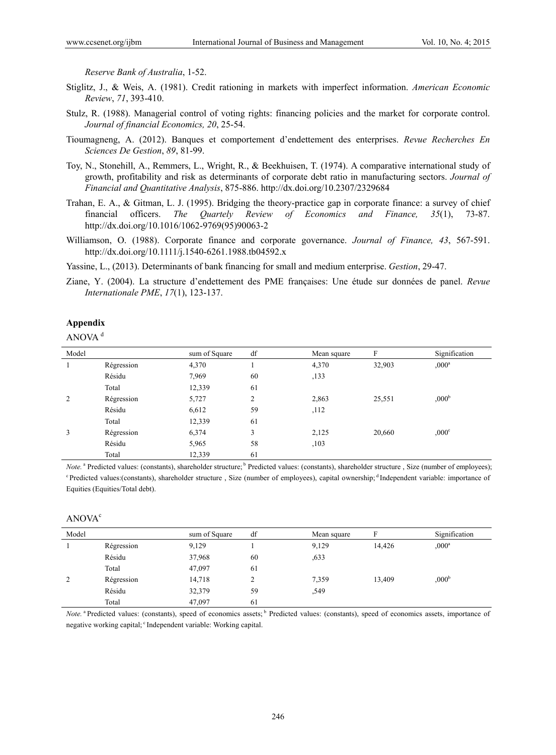*Reserve Bank of Australia*, 1-52.

Stiglitz, J., & Weis, A. (1981). Credit rationing in markets with imperfect information. *American Economic Review*, *71*, 393-410.

Stulz, R. (1988). Managerial control of voting rights: financing policies and the market for corporate control. *Journal of financial Economics, 20*, 25-54.

Tioumagneng, A. (2012). Banques et comportement d'endettement des enterprises. *Revue Recherches En Sciences De Gestion*, *89*, 81-99.

Toy, N., Stonehill, A., Remmers, L., Wright, R., & Beekhuisen, T. (1974). A comparative international study of growth, profitability and risk as determinants of corporate debt ratio in manufacturing sectors. *Journal of Financial and Quantitative Analysis*, 875-886. http://dx.doi.org/10.2307/2329684

Trahan, E. A., & Gitman, L. J. (1995). Bridging the theory-practice gap in corporate finance: a survey of chief financial officers. *The Quartely Review of Economics and Finance, 35*(1), 73-87. http://dx.doi.org/10.1016/1062-9769(95)90063-2

Williamson, O. (1988). Corporate finance and corporate governance. *Journal of Finance, 43*, 567-591. http://dx.doi.org/10.1111/j.1540-6261.1988.tb04592.x

Yassine, L., (2013). Determinants of bank financing for small and medium enterprise. *Gestion*, 29-47.

Ziane, Y. (2004). La structure d'endettement des PME françaises: Une étude sur données de panel. *Revue Internationale PME*, *17*(1), 123-137.

## Appendix

ANOVA [d]

| Model | | sum of Square | df | Mean square | F | Signification |
|---|---|---|---|---|---|---|
| 1 | Régression | 4,370 | 1 | 4,370 | 32,903 | ,000[a] |
| | Résidu | 7,969 | 60 | ,133 | | |
| | Total | 12,339 | 61 | | | |
| 2 | Régression | 5,727 | 2 | 2,863 | 25,551 | ,000[b] |
| | Résidu | 6,612 | 59 | ,112 | | |
| | Total | 12,339 | 61 | | | |
| 3 | Régression | 6,374 | 3 | 2,125 | 20,660 | ,000[c] |
| | Résidu | 5,965 | 58 | ,103 | | |
| | Total | 12,339 | 61 | | | |

*Note.* [a] Predicted values: (constants), shareholder structure; [b] Predicted values: (constants), shareholder structure , Size (number of employees); [c] Predicted values:(constants), shareholder structure , Size (number of employees), capital ownership; [d] Independent variable: importance of Equities (Equities/Total debt).

ANOVA[c]

| Model | | sum of Square | df | Mean square | F | Signification |
|---|---|---|---|---|---|---|
| 1 | Régression | 9,129 | 1 | 9,129 | 14,426 | ,000[a] |
| | Résidu | 37,968 | 60 | ,633 | | |
| | Total | 47,097 | 61 | | | |
| 2 | Régression | 14,718 | 2 | 7,359 | 13,409 | ,000[b] |
| | Résidu | 32,379 | 59 | ,549 | | |
| | Total | 47,097 | 61 | | | |

*Note.* [a] Predicted values: (constants), speed of economics assets; [b] Predicted values: (constants), speed of economics assets, importance of negative working capital; [c] Independent variable: Working capital.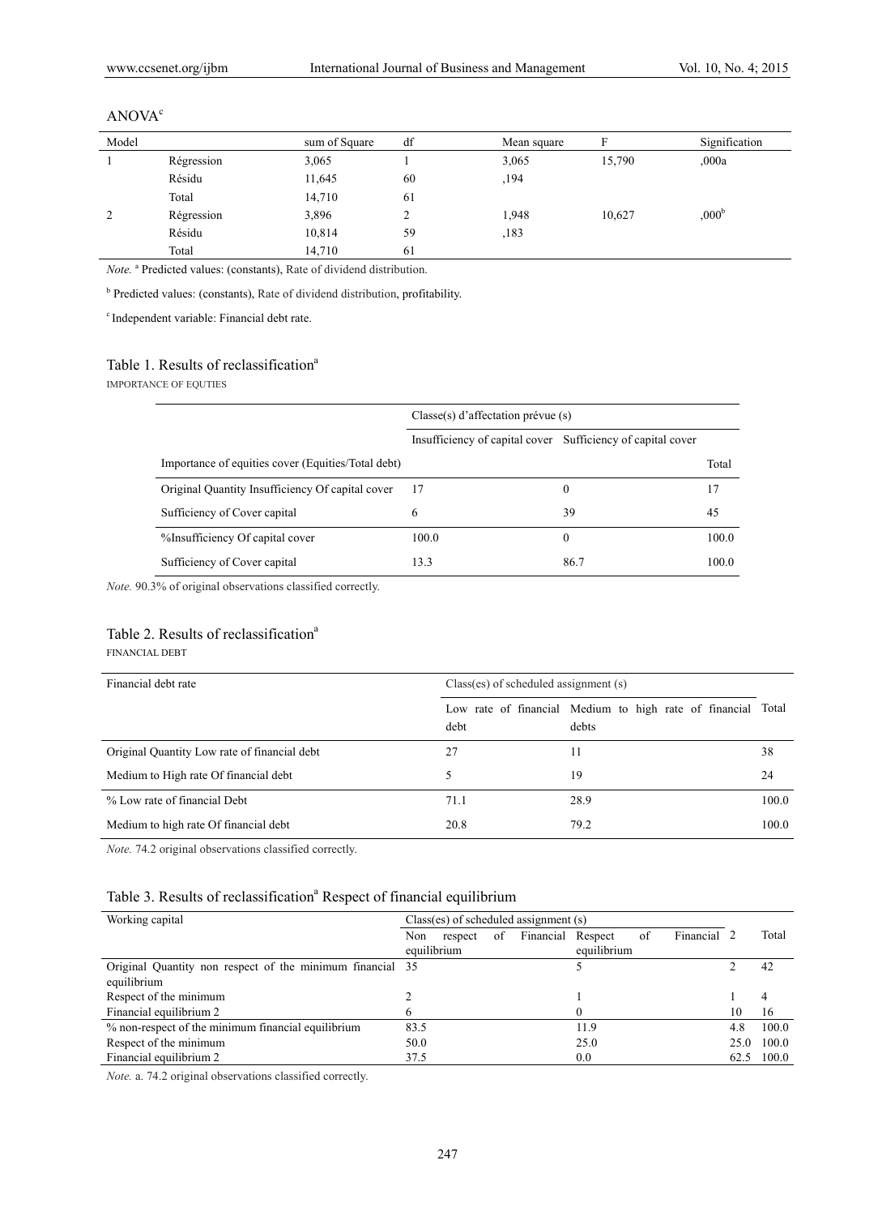ANOVA[c]

| Model | | sum of Square | df | Mean square | F | Signification |
|---|---|---|---|---|---|---|
| 1 | Régression | 3,065 | 1 | 3,065 | 15,790 | ,000a |
| | Résidu | 11,645 | 60 | ,194 | | |
| | Total | 14,710 | 61 | | | |
| 2 | Régression | 3,896 | 2 | 1,948 | 10,627 | ,000[b] |
| | Résidu | 10,814 | 59 | ,183 | | |
| | Total | 14,710 | 61 | | | |

*Note.* [a] Predicted values: (constants), Rate of dividend distribution.

[b] Predicted values: (constants), Rate of dividend distribution, profitability.

[c] Independent variable: Financial debt rate.

Table 1. Results of reclassification[a]

IMPORTANCE OF EQUTIES

| | Classe(s) d'affectation prévue (s) | | |
|---|---|---|---|
| | Insufficiency of capital cover | Sufficiency of capital cover | |
| Importance of equities cover (Equities/Total debt) | | | Total |
| Original Quantity Insufficiency Of capital cover | 17 | 0 | 17 |
| Sufficiency of Cover capital | 6 | 39 | 45 |
| %Insufficiency Of capital cover | 100.0 | 0 | 100.0 |
| Sufficiency of Cover capital | 13.3 | 86.7 | 100.0 |

*Note.* 90.3% of original observations classified correctly.

Table 2. Results of reclassification[a]

FINANCIAL DEBT

| Financial debt rate | Class(es) of scheduled assignment (s) | | |
|---|---|---|---|
| | Low rate of financial debt | Medium to high rate of financial debts | Total |
| Original Quantity Low rate of financial debt | 27 | 11 | 38 |
| Medium to High rate Of financial debt | 5 | 19 | 24 |
| % Low rate of financial Debt | 71.1 | 28.9 | 100.0 |
| Medium to high rate Of financial debt | 20.8 | 79.2 | 100.0 |

*Note.* 74.2 original observations classified correctly.

Table 3. Results of reclassification[a] Respect of financial equilibrium

| Working capital | Class(es) of scheduled assignment (s) | | | |
|---|---|---|---|---|
| | Non respect of Financial equilibrium | Respect of Financial equilibrium | 2 | Total |
| Original Quantity non respect of the minimum financial equilibrium | 35 | 5 | 2 | 42 |
| Respect of the minimum | 2 | 1 | 1 | 4 |
| Financial equilibrium 2 | 6 | 0 | 10 | 16 |
| % non-respect of the minimum financial equilibrium | 83.5 | 11.9 | 4.8 | 100.0 |
| Respect of the minimum | 50.0 | 25.0 | 25.0 | 100.0 |
| Financial equilibrium 2 | 37.5 | 0.0 | 62.5 | 100.0 |

*Note.* a. 74.2 original observations classified correctly.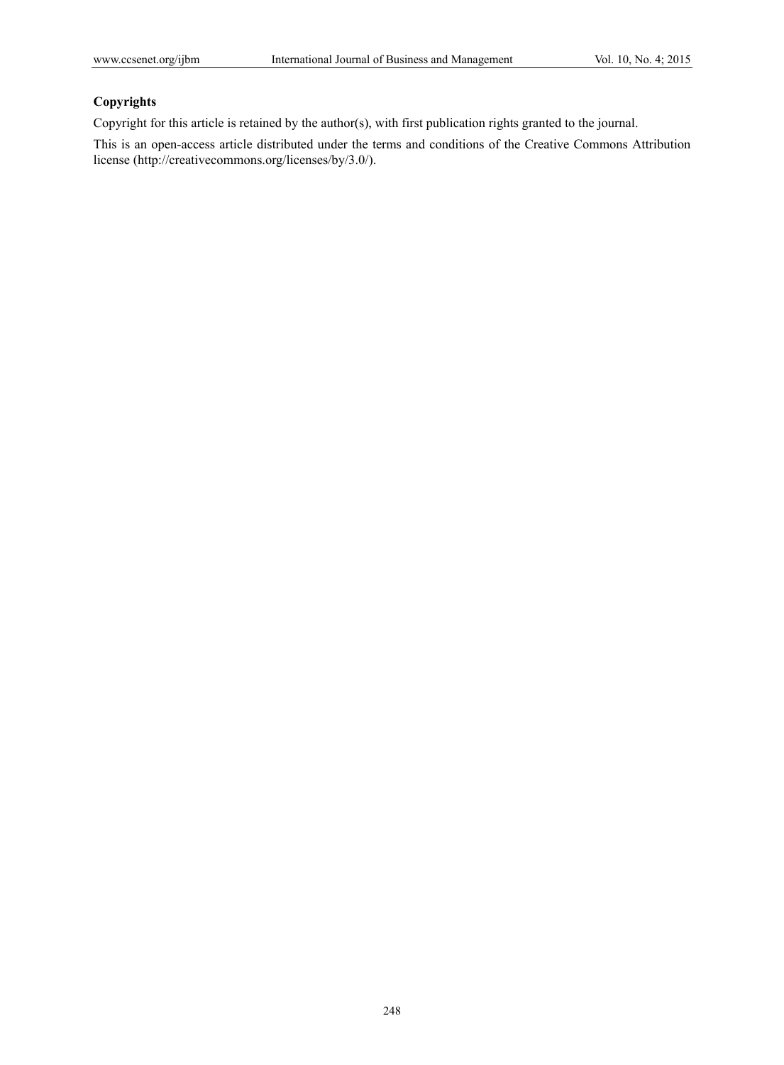**Copyrights**

Copyright for this article is retained by the author(s), with first publication rights granted to the journal.

This is an open-access article distributed under the terms and conditions of the Creative Commons Attribution license (http://creativecommons.org/licenses/by/3.0/).